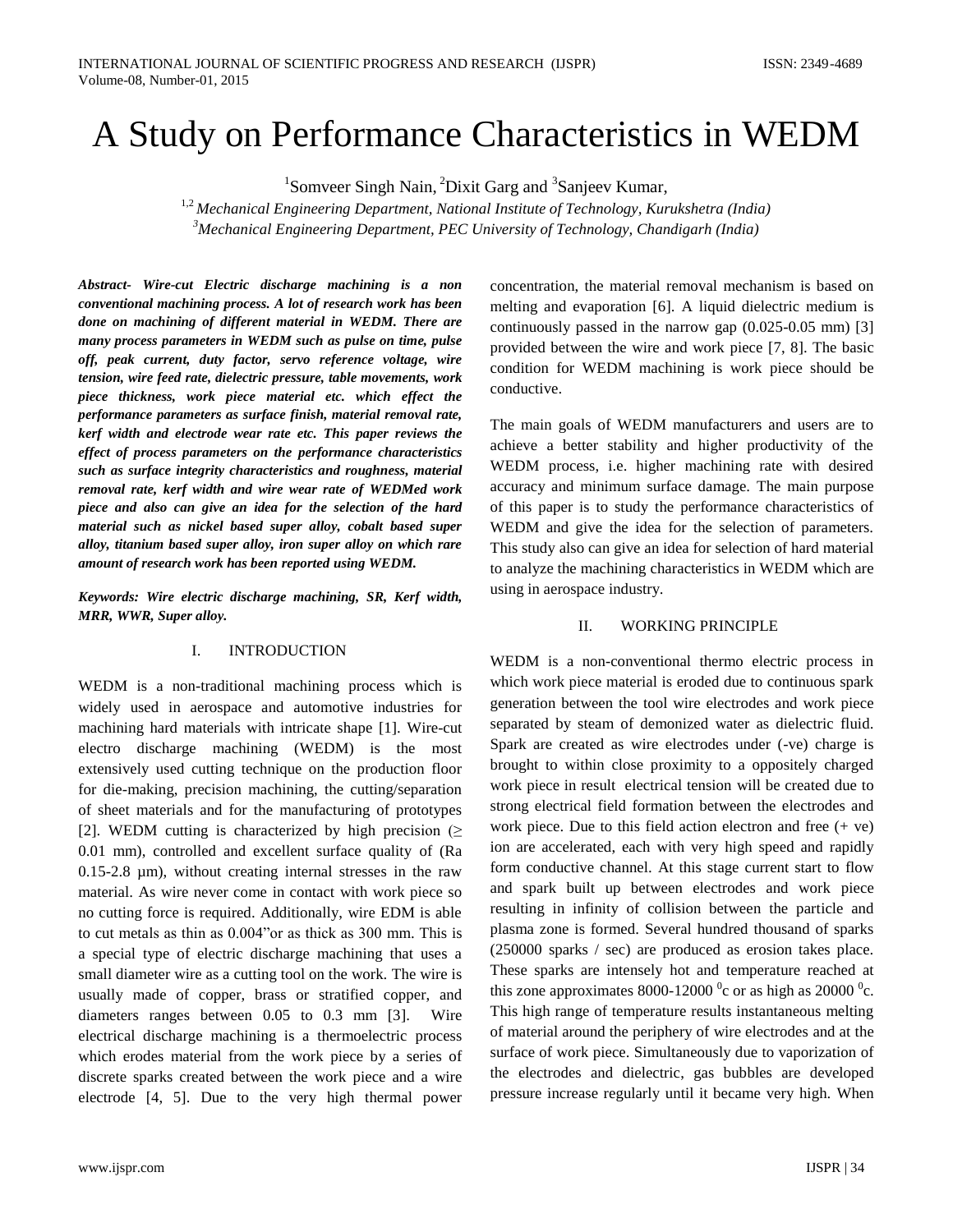# A Study on Performance Characteristics in WEDM

[1]Somveer Singh Nain, [2]Dixit Garg and [3]Sanjeev Kumar,

[1,2] *Mechanical Engineering Department, National Institute of Technology, Kurukshetra (India)*
[3]*Mechanical Engineering Department, PEC University of Technology, Chandigarh (India)*

***Abstract- Wire-cut Electric discharge machining is a non conventional machining process. A lot of research work has been done on machining of different material in WEDM. There are many process parameters in WEDM such as pulse on time, pulse off, peak current, duty factor, servo reference voltage, wire tension, wire feed rate, dielectric pressure, table movements, work piece thickness, work piece material etc. which effect the performance parameters as surface finish, material removal rate, kerf width and electrode wear rate etc. This paper reviews the effect of process parameters on the performance characteristics such as surface integrity characteristics and roughness, material removal rate, kerf width and wire wear rate of WEDMed work piece and also can give an idea for the selection of the hard material such as nickel based super alloy, cobalt based super alloy, titanium based super alloy, iron super alloy on which rare amount of research work has been reported using WEDM.***

***Keywords: Wire electric discharge machining, SR, Kerf width, MRR, WWR, Super alloy.***

## I. INTRODUCTION

WEDM is a non-traditional machining process which is widely used in aerospace and automotive industries for machining hard materials with intricate shape [1]. Wire-cut electro discharge machining (WEDM) is the most extensively used cutting technique on the production floor for die-making, precision machining, the cutting/separation of sheet materials and for the manufacturing of prototypes [2]. WEDM cutting is characterized by high precision ($\geq$ 0.01 mm), controlled and excellent surface quality of (Ra 0.15-2.8 µm), without creating internal stresses in the raw material. As wire never come in contact with work piece so no cutting force is required. Additionally, wire EDM is able to cut metals as thin as 0.004"or as thick as 300 mm. This is a special type of electric discharge machining that uses a small diameter wire as a cutting tool on the work. The wire is usually made of copper, brass or stratified copper, and diameters ranges between 0.05 to 0.3 mm [3]. Wire electrical discharge machining is a thermoelectric process which erodes material from the work piece by a series of discrete sparks created between the work piece and a wire electrode [4, 5]. Due to the very high thermal power concentration, the material removal mechanism is based on melting and evaporation [6]. A liquid dielectric medium is continuously passed in the narrow gap (0.025-0.05 mm) [3] provided between the wire and work piece [7, 8]. The basic condition for WEDM machining is work piece should be conductive.

The main goals of WEDM manufacturers and users are to achieve a better stability and higher productivity of the WEDM process, i.e. higher machining rate with desired accuracy and minimum surface damage. The main purpose of this paper is to study the performance characteristics of WEDM and give the idea for the selection of parameters. This study also can give an idea for selection of hard material to analyze the machining characteristics in WEDM which are using in aerospace industry.

## II. WORKING PRINCIPLE

WEDM is a non-conventional thermo electric process in which work piece material is eroded due to continuous spark generation between the tool wire electrodes and work piece separated by steam of demonized water as dielectric fluid. Spark are created as wire electrodes under (-ve) charge is brought to within close proximity to a oppositely charged work piece in result electrical tension will be created due to strong electrical field formation between the electrodes and work piece. Due to this field action electron and free (+ ve) ion are accelerated, each with very high speed and rapidly form conductive channel. At this stage current start to flow and spark built up between electrodes and work piece resulting in infinity of collision between the particle and plasma zone is formed. Several hundred thousand of sparks (250000 sparks / sec) are produced as erosion takes place. These sparks are intensely hot and temperature reached at this zone approximates 8000-12000 $^0$c or as high as 20000 $^0$c. This high range of temperature results instantaneous melting of material around the periphery of wire electrodes and at the surface of work piece. Simultaneously due to vaporization of the electrodes and dielectric, gas bubbles are developed pressure increase regularly until it became very high. When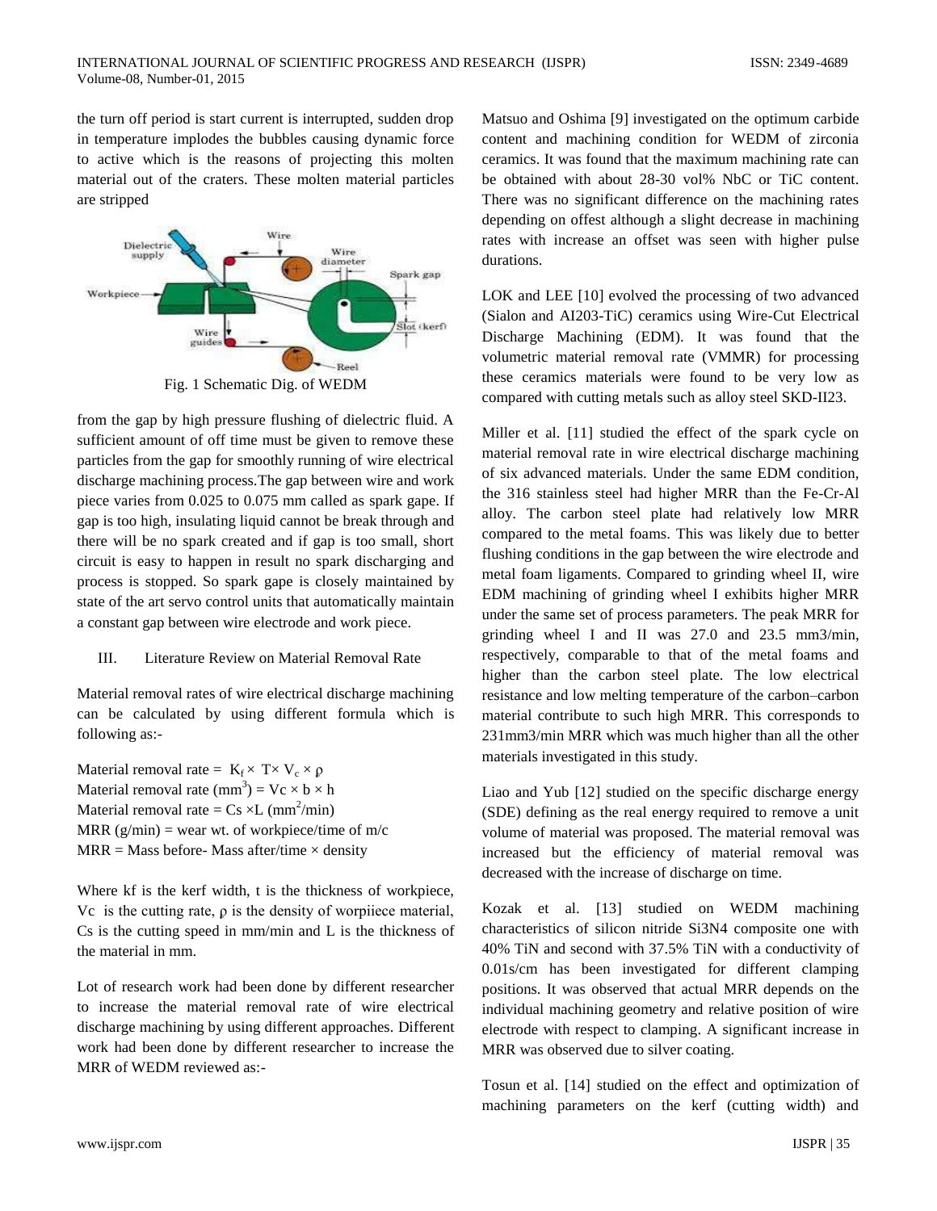the turn off period is start current is interrupted, sudden drop in temperature implodes the bubbles causing dynamic force to active which is the reasons of projecting this molten material out of the craters. These molten material particles are stripped

Fig. 1 Schematic Dig. of WEDM

from the gap by high pressure flushing of dielectric fluid. A sufficient amount of off time must be given to remove these particles from the gap for smoothly running of wire electrical discharge machining process.The gap between wire and work piece varies from 0.025 to 0.075 mm called as spark gape. If gap is too high, insulating liquid cannot be break through and there will be no spark created and if gap is too small, short circuit is easy to happen in result no spark discharging and process is stopped. So spark gape is closely maintained by state of the art servo control units that automatically maintain a constant gap between wire electrode and work piece.

## III. Literature Review on Material Removal Rate

Material removal rates of wire electrical discharge machining can be calculated by using different formula which is following as:-

Material removal rate = $K_f \times T \times V_c \times \rho$
Material removal rate ($mm^3$) = $Vc \times b \times h$
Material removal rate = $Cs \times L$ ($mm^2/min$)
MRR (g/min) = wear wt. of workpiece/time of m/c
MRR = Mass before- Mass after/time × density

Where kf is the kerf width, t is the thickness of workpiece, Vc is the cutting rate, ρ is the density of worpiiece material, Cs is the cutting speed in mm/min and L is the thickness of the material in mm.

Lot of research work had been done by different researcher to increase the material removal rate of wire electrical discharge machining by using different approaches. Different work had been done by different researcher to increase the MRR of WEDM reviewed as:-

Matsuo and Oshima [9] investigated on the optimum carbide content and machining condition for WEDM of zirconia ceramics. It was found that the maximum machining rate can be obtained with about 28-30 vol% NbC or TiC content. There was no significant difference on the machining rates depending on offest although a slight decrease in machining rates with increase an offset was seen with higher pulse durations.

LOK and LEE [10] evolved the processing of two advanced (Sialon and AI203-TiC) ceramics using Wire-Cut Electrical Discharge Machining (EDM). It was found that the volumetric material removal rate (VMMR) for processing these ceramics materials were found to be very low as compared with cutting metals such as alloy steel SKD-II23.

Miller et al. [11] studied the effect of the spark cycle on material removal rate in wire electrical discharge machining of six advanced materials. Under the same EDM condition, the 316 stainless steel had higher MRR than the Fe-Cr-Al alloy. The carbon steel plate had relatively low MRR compared to the metal foams. This was likely due to better flushing conditions in the gap between the wire electrode and metal foam ligaments. Compared to grinding wheel II, wire EDM machining of grinding wheel I exhibits higher MRR under the same set of process parameters. The peak MRR for grinding wheel I and II was 27.0 and 23.5 mm3/min, respectively, comparable to that of the metal foams and higher than the carbon steel plate. The low electrical resistance and low melting temperature of the carbon–carbon material contribute to such high MRR. This corresponds to 231mm3/min MRR which was much higher than all the other materials investigated in this study.

Liao and Yub [12] studied on the specific discharge energy (SDE) defining as the real energy required to remove a unit volume of material was proposed. The material removal was increased but the efficiency of material removal was decreased with the increase of discharge on time.

Kozak et al. [13] studied on WEDM machining characteristics of silicon nitride $Si_3N_4$ composite one with 40% TiN and second with 37.5% TiN with a conductivity of 0.01s/cm has been investigated for different clamping positions. It was observed that actual MRR depends on the individual machining geometry and relative position of wire electrode with respect to clamping. A significant increase in MRR was observed due to silver coating.

Tosun et al. [14] studied on the effect and optimization of machining parameters on the kerf (cutting width) and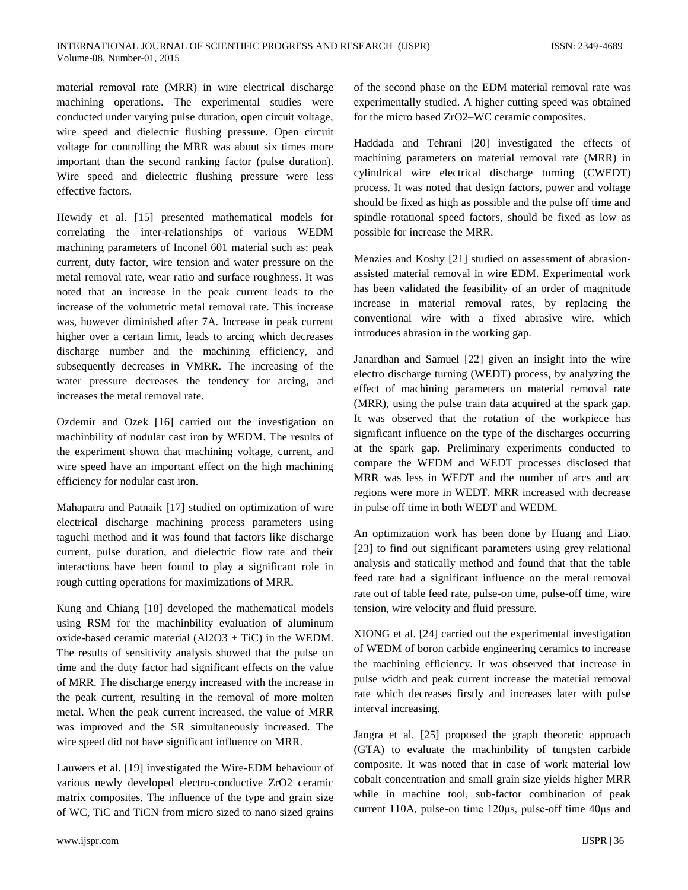material removal rate (MRR) in wire electrical discharge machining operations. The experimental studies were conducted under varying pulse duration, open circuit voltage, wire speed and dielectric flushing pressure. Open circuit voltage for controlling the MRR was about six times more important than the second ranking factor (pulse duration). Wire speed and dielectric flushing pressure were less effective factors.

Hewidy et al. [15] presented mathematical models for correlating the inter-relationships of various WEDM machining parameters of Inconel 601 material such as: peak current, duty factor, wire tension and water pressure on the metal removal rate, wear ratio and surface roughness. It was noted that an increase in the peak current leads to the increase of the volumetric metal removal rate. This increase was, however diminished after 7A. Increase in peak current higher over a certain limit, leads to arcing which decreases discharge number and the machining efficiency, and subsequently decreases in VMRR. The increasing of the water pressure decreases the tendency for arcing, and increases the metal removal rate.

Ozdemir and Ozek [16] carried out the investigation on machinbility of nodular cast iron by WEDM. The results of the experiment shown that machining voltage, current, and wire speed have an important effect on the high machining efficiency for nodular cast iron.

Mahapatra and Patnaik [17] studied on optimization of wire electrical discharge machining process parameters using taguchi method and it was found that factors like discharge current, pulse duration, and dielectric flow rate and their interactions have been found to play a significant role in rough cutting operations for maximizations of MRR.

Kung and Chiang [18] developed the mathematical models using RSM for the machinbility evaluation of aluminum oxide-based ceramic material ($Al_2O_3$ + TiC) in the WEDM. The results of sensitivity analysis showed that the pulse on time and the duty factor had significant effects on the value of MRR. The discharge energy increased with the increase in the peak current, resulting in the removal of more molten metal. When the peak current increased, the value of MRR was improved and the SR simultaneously increased. The wire speed did not have significant influence on MRR.

Lauwers et al. [19] investigated the Wire-EDM behaviour of various newly developed electro-conductive $ZrO_2$ ceramic matrix composites. The influence of the type and grain size of WC, TiC and TiCN from micro sized to nano sized grains of the second phase on the EDM material removal rate was experimentally studied. A higher cutting speed was obtained for the micro based $ZrO_2$–WC ceramic composites.

Haddada and Tehrani [20] investigated the effects of machining parameters on material removal rate (MRR) in cylindrical wire electrical discharge turning (CWEDT) process. It was noted that design factors, power and voltage should be fixed as high as possible and the pulse off time and spindle rotational speed factors, should be fixed as low as possible for increase the MRR.

Menzies and Koshy [21] studied on assessment of abrasion-assisted material removal in wire EDM. Experimental work has been validated the feasibility of an order of magnitude increase in material removal rates, by replacing the conventional wire with a fixed abrasive wire, which introduces abrasion in the working gap.

Janardhan and Samuel [22] given an insight into the wire electro discharge turning (WEDT) process, by analyzing the effect of machining parameters on material removal rate (MRR), using the pulse train data acquired at the spark gap. It was observed that the rotation of the workpiece has significant influence on the type of the discharges occurring at the spark gap. Preliminary experiments conducted to compare the WEDM and WEDT processes disclosed that MRR was less in WEDT and the number of arcs and arc regions were more in WEDT. MRR increased with decrease in pulse off time in both WEDT and WEDM.

An optimization work has been done by Huang and Liao. [23] to find out significant parameters using grey relational analysis and statically method and found that that the table feed rate had a significant influence on the metal removal rate out of table feed rate, pulse-on time, pulse-off time, wire tension, wire velocity and fluid pressure.

XIONG et al. [24] carried out the experimental investigation of WEDM of boron carbide engineering ceramics to increase the machining efficiency. It was observed that increase in pulse width and peak current increase the material removal rate which decreases firstly and increases later with pulse interval increasing.

Jangra et al. [25] proposed the graph theoretic approach (GTA) to evaluate the machinbility of tungsten carbide composite. It was noted that in case of work material low cobalt concentration and small grain size yields higher MRR while in machine tool, sub-factor combination of peak current 110A, pulse-on time 120μs, pulse-off time 40μs and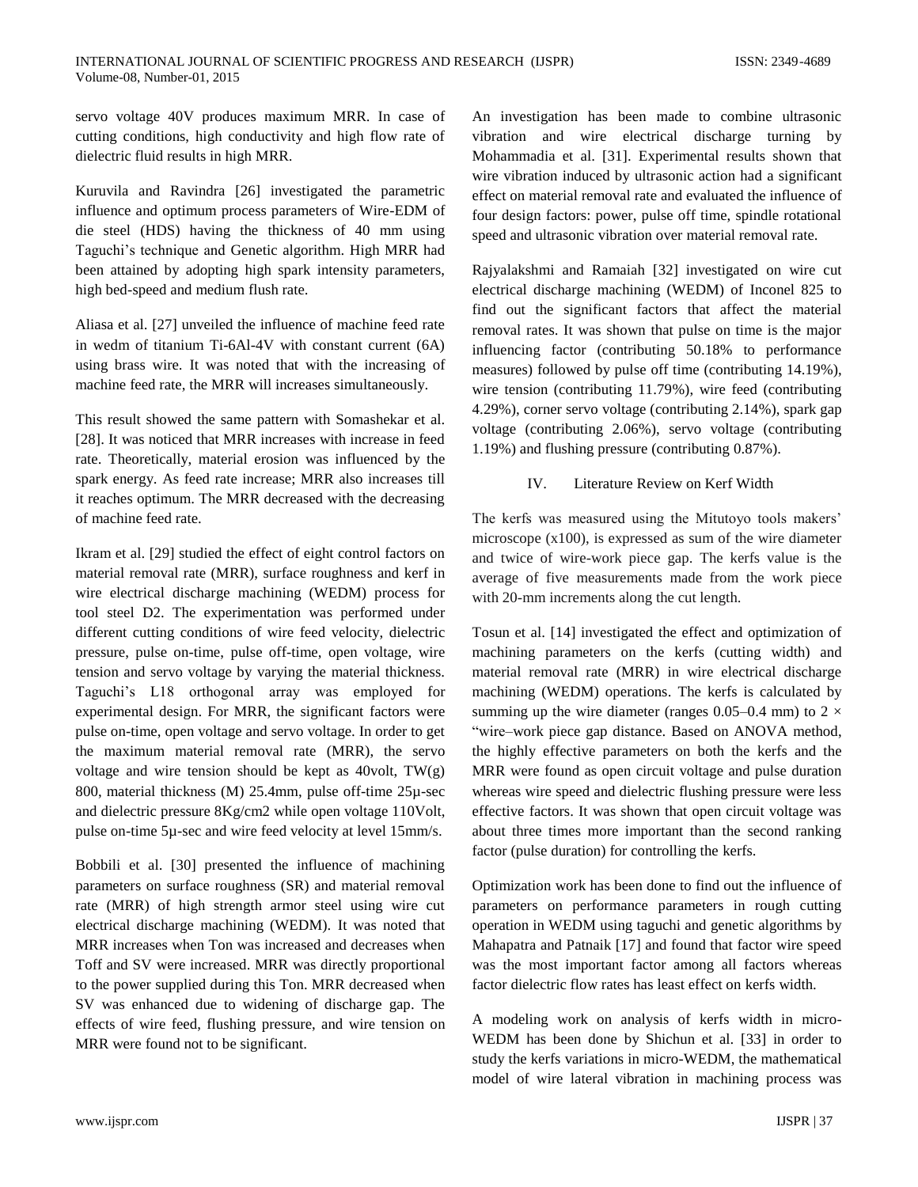servo voltage 40V produces maximum MRR. In case of cutting conditions, high conductivity and high flow rate of dielectric fluid results in high MRR.

Kuruvila and Ravindra [26] investigated the parametric influence and optimum process parameters of Wire-EDM of die steel (HDS) having the thickness of 40 mm using Taguchi's technique and Genetic algorithm. High MRR had been attained by adopting high spark intensity parameters, high bed-speed and medium flush rate.

Aliasa et al. [27] unveiled the influence of machine feed rate in wedm of titanium Ti-6Al-4V with constant current (6A) using brass wire. It was noted that with the increasing of machine feed rate, the MRR will increases simultaneously.

This result showed the same pattern with Somashekar et al. [28]. It was noticed that MRR increases with increase in feed rate. Theoretically, material erosion was influenced by the spark energy. As feed rate increase; MRR also increases till it reaches optimum. The MRR decreased with the decreasing of machine feed rate.

Ikram et al. [29] studied the effect of eight control factors on material removal rate (MRR), surface roughness and kerf in wire electrical discharge machining (WEDM) process for tool steel D2. The experimentation was performed under different cutting conditions of wire feed velocity, dielectric pressure, pulse on-time, pulse off-time, open voltage, wire tension and servo voltage by varying the material thickness. Taguchi's L18 orthogonal array was employed for experimental design. For MRR, the significant factors were pulse on-time, open voltage and servo voltage. In order to get the maximum material removal rate (MRR), the servo voltage and wire tension should be kept as 40volt, TW(g) 800, material thickness (M) 25.4mm, pulse off-time 25µ-sec and dielectric pressure 8Kg/cm2 while open voltage 110Volt, pulse on-time 5µ-sec and wire feed velocity at level 15mm/s.

Bobbili et al. [30] presented the influence of machining parameters on surface roughness (SR) and material removal rate (MRR) of high strength armor steel using wire cut electrical discharge machining (WEDM). It was noted that MRR increases when Ton was increased and decreases when Toff and SV were increased. MRR was directly proportional to the power supplied during this Ton. MRR decreased when SV was enhanced due to widening of discharge gap. The effects of wire feed, flushing pressure, and wire tension on MRR were found not to be significant.

An investigation has been made to combine ultrasonic vibration and wire electrical discharge turning by Mohammadia et al. [31]. Experimental results shown that wire vibration induced by ultrasonic action had a significant effect on material removal rate and evaluated the influence of four design factors: power, pulse off time, spindle rotational speed and ultrasonic vibration over material removal rate.

Rajyalakshmi and Ramaiah [32] investigated on wire cut electrical discharge machining (WEDM) of Inconel 825 to find out the significant factors that affect the material removal rates. It was shown that pulse on time is the major influencing factor (contributing 50.18% to performance measures) followed by pulse off time (contributing 14.19%), wire tension (contributing 11.79%), wire feed (contributing 4.29%), corner servo voltage (contributing 2.14%), spark gap voltage (contributing 2.06%), servo voltage (contributing 1.19%) and flushing pressure (contributing 0.87%).

## IV. Literature Review on Kerf Width

The kerfs was measured using the Mitutoyo tools makers' microscope (x100), is expressed as sum of the wire diameter and twice of wire-work piece gap. The kerfs value is the average of five measurements made from the work piece with 20-mm increments along the cut length.

Tosun et al. [14] investigated the effect and optimization of machining parameters on the kerfs (cutting width) and material removal rate (MRR) in wire electrical discharge machining (WEDM) operations. The kerfs is calculated by summing up the wire diameter (ranges 0.05–0.4 mm) to 2 × "wire–work piece gap distance. Based on ANOVA method, the highly effective parameters on both the kerfs and the MRR were found as open circuit voltage and pulse duration whereas wire speed and dielectric flushing pressure were less effective factors. It was shown that open circuit voltage was about three times more important than the second ranking factor (pulse duration) for controlling the kerfs.

Optimization work has been done to find out the influence of parameters on performance parameters in rough cutting operation in WEDM using taguchi and genetic algorithms by Mahapatra and Patnaik [17] and found that factor wire speed was the most important factor among all factors whereas factor dielectric flow rates has least effect on kerfs width.

A modeling work on analysis of kerfs width in micro-WEDM has been done by Shichun et al. [33] in order to study the kerfs variations in micro-WEDM, the mathematical model of wire lateral vibration in machining process was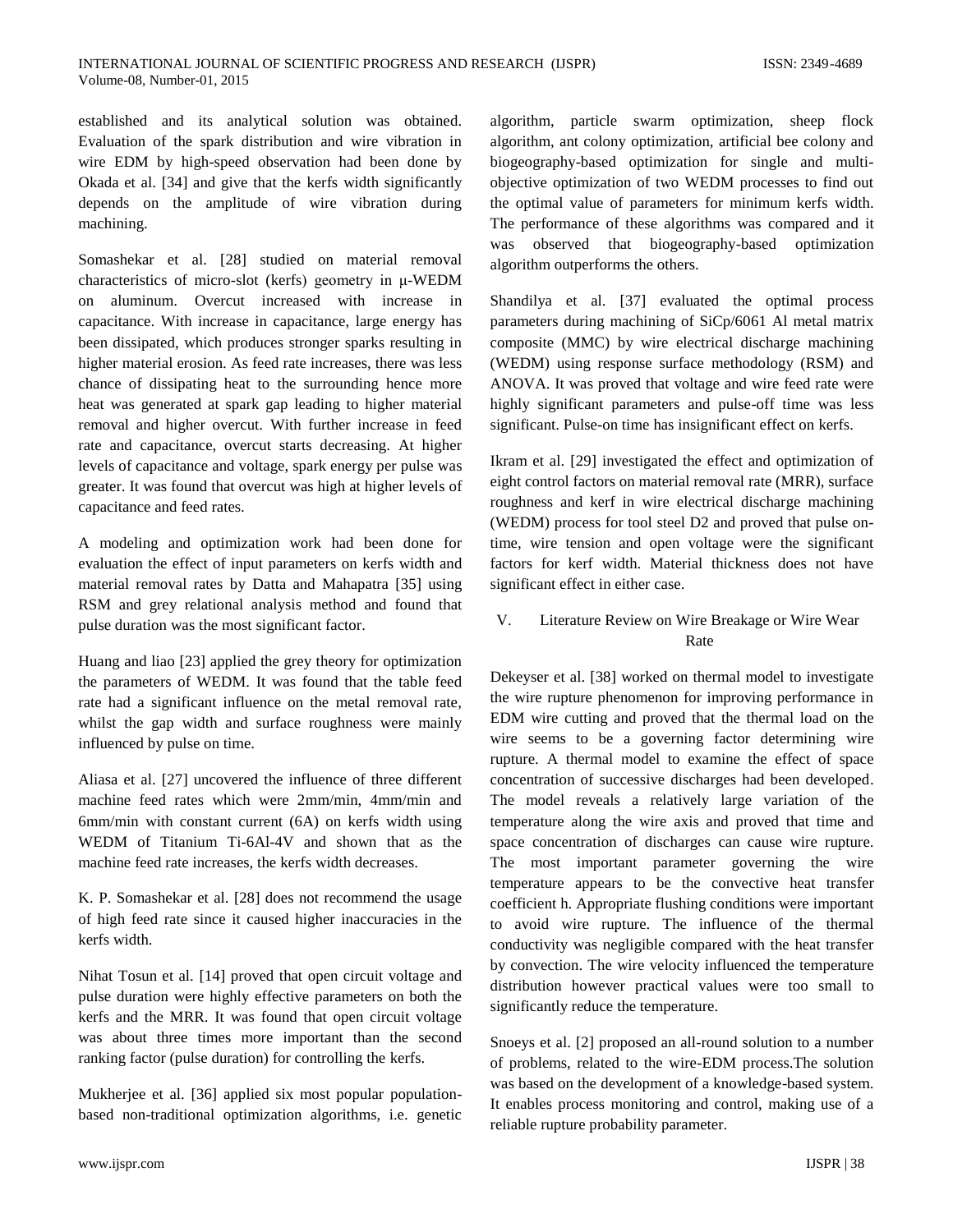established and its analytical solution was obtained. Evaluation of the spark distribution and wire vibration in wire EDM by high-speed observation had been done by Okada et al. [34] and give that the kerfs width significantly depends on the amplitude of wire vibration during machining.

Somashekar et al. [28] studied on material removal characteristics of micro-slot (kerfs) geometry in μ-WEDM on aluminum. Overcut increased with increase in capacitance. With increase in capacitance, large energy has been dissipated, which produces stronger sparks resulting in higher material erosion. As feed rate increases, there was less chance of dissipating heat to the surrounding hence more heat was generated at spark gap leading to higher material removal and higher overcut. With further increase in feed rate and capacitance, overcut starts decreasing. At higher levels of capacitance and voltage, spark energy per pulse was greater. It was found that overcut was high at higher levels of capacitance and feed rates.

A modeling and optimization work had been done for evaluation the effect of input parameters on kerfs width and material removal rates by Datta and Mahapatra [35] using RSM and grey relational analysis method and found that pulse duration was the most significant factor.

Huang and liao [23] applied the grey theory for optimization the parameters of WEDM. It was found that the table feed rate had a significant influence on the metal removal rate, whilst the gap width and surface roughness were mainly influenced by pulse on time.

Aliasa et al. [27] uncovered the influence of three different machine feed rates which were 2mm/min, 4mm/min and 6mm/min with constant current (6A) on kerfs width using WEDM of Titanium Ti-6Al-4V and shown that as the machine feed rate increases, the kerfs width decreases.

K. P. Somashekar et al. [28] does not recommend the usage of high feed rate since it caused higher inaccuracies in the kerfs width.

Nihat Tosun et al. [14] proved that open circuit voltage and pulse duration were highly effective parameters on both the kerfs and the MRR. It was found that open circuit voltage was about three times more important than the second ranking factor (pulse duration) for controlling the kerfs.

Mukherjee et al. [36] applied six most popular population-based non-traditional optimization algorithms, i.e. genetic algorithm, particle swarm optimization, sheep flock algorithm, ant colony optimization, artificial bee colony and biogeography-based optimization for single and multi-objective optimization of two WEDM processes to find out the optimal value of parameters for minimum kerfs width. The performance of these algorithms was compared and it was observed that biogeography-based optimization algorithm outperforms the others.

Shandilya et al. [37] evaluated the optimal process parameters during machining of SiCp/6061 Al metal matrix composite (MMC) by wire electrical discharge machining (WEDM) using response surface methodology (RSM) and ANOVA. It was proved that voltage and wire feed rate were highly significant parameters and pulse-off time was less significant. Pulse-on time has insignificant effect on kerfs.

Ikram et al. [29] investigated the effect and optimization of eight control factors on material removal rate (MRR), surface roughness and kerf in wire electrical discharge machining (WEDM) process for tool steel D2 and proved that pulse on-time, wire tension and open voltage were the significant factors for kerf width. Material thickness does not have significant effect in either case.

## V. Literature Review on Wire Breakage or Wire Wear Rate

Dekeyser et al. [38] worked on thermal model to investigate the wire rupture phenomenon for improving performance in EDM wire cutting and proved that the thermal load on the wire seems to be a governing factor determining wire rupture. A thermal model to examine the effect of space concentration of successive discharges had been developed. The model reveals a relatively large variation of the temperature along the wire axis and proved that time and space concentration of discharges can cause wire rupture. The most important parameter governing the wire temperature appears to be the convective heat transfer coefficient h. Appropriate flushing conditions were important to avoid wire rupture. The influence of the thermal conductivity was negligible compared with the heat transfer by convection. The wire velocity influenced the temperature distribution however practical values were too small to significantly reduce the temperature.

Snoeys et al. [2] proposed an all-round solution to a number of problems, related to the wire-EDM process.The solution was based on the development of a knowledge-based system. It enables process monitoring and control, making use of a reliable rupture probability parameter.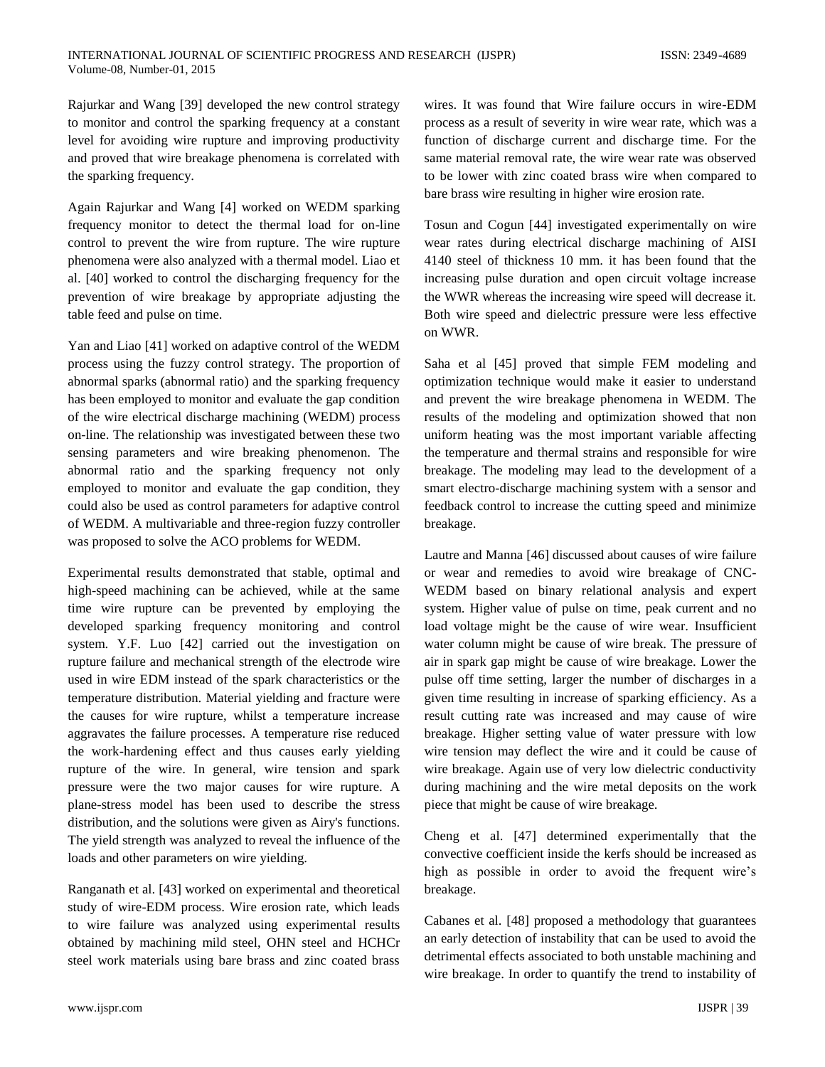Rajurkar and Wang [39] developed the new control strategy to monitor and control the sparking frequency at a constant level for avoiding wire rupture and improving productivity and proved that wire breakage phenomena is correlated with the sparking frequency.

Again Rajurkar and Wang [4] worked on WEDM sparking frequency monitor to detect the thermal load for on-line control to prevent the wire from rupture. The wire rupture phenomena were also analyzed with a thermal model. Liao et al. [40] worked to control the discharging frequency for the prevention of wire breakage by appropriate adjusting the table feed and pulse on time.

Yan and Liao [41] worked on adaptive control of the WEDM process using the fuzzy control strategy. The proportion of abnormal sparks (abnormal ratio) and the sparking frequency has been employed to monitor and evaluate the gap condition of the wire electrical discharge machining (WEDM) process on-line. The relationship was investigated between these two sensing parameters and wire breaking phenomenon. The abnormal ratio and the sparking frequency not only employed to monitor and evaluate the gap condition, they could also be used as control parameters for adaptive control of WEDM. A multivariable and three-region fuzzy controller was proposed to solve the ACO problems for WEDM.

Experimental results demonstrated that stable, optimal and high-speed machining can be achieved, while at the same time wire rupture can be prevented by employing the developed sparking frequency monitoring and control system. Y.F. Luo [42] carried out the investigation on rupture failure and mechanical strength of the electrode wire used in wire EDM instead of the spark characteristics or the temperature distribution. Material yielding and fracture were the causes for wire rupture, whilst a temperature increase aggravates the failure processes. A temperature rise reduced the work-hardening effect and thus causes early yielding rupture of the wire. In general, wire tension and spark pressure were the two major causes for wire rupture. A plane-stress model has been used to describe the stress distribution, and the solutions were given as Airy's functions. The yield strength was analyzed to reveal the influence of the loads and other parameters on wire yielding.

Ranganath et al. [43] worked on experimental and theoretical study of wire-EDM process. Wire erosion rate, which leads to wire failure was analyzed using experimental results obtained by machining mild steel, OHN steel and HCHCr steel work materials using bare brass and zinc coated brass wires. It was found that Wire failure occurs in wire-EDM process as a result of severity in wire wear rate, which was a function of discharge current and discharge time. For the same material removal rate, the wire wear rate was observed to be lower with zinc coated brass wire when compared to bare brass wire resulting in higher wire erosion rate.

Tosun and Cogun [44] investigated experimentally on wire wear rates during electrical discharge machining of AISI 4140 steel of thickness 10 mm. it has been found that the increasing pulse duration and open circuit voltage increase the WWR whereas the increasing wire speed will decrease it. Both wire speed and dielectric pressure were less effective on WWR.

Saha et al [45] proved that simple FEM modeling and optimization technique would make it easier to understand and prevent the wire breakage phenomena in WEDM. The results of the modeling and optimization showed that non uniform heating was the most important variable affecting the temperature and thermal strains and responsible for wire breakage. The modeling may lead to the development of a smart electro-discharge machining system with a sensor and feedback control to increase the cutting speed and minimize breakage.

Lautre and Manna [46] discussed about causes of wire failure or wear and remedies to avoid wire breakage of CNC-WEDM based on binary relational analysis and expert system. Higher value of pulse on time, peak current and no load voltage might be the cause of wire wear. Insufficient water column might be cause of wire break. The pressure of air in spark gap might be cause of wire breakage. Lower the pulse off time setting, larger the number of discharges in a given time resulting in increase of sparking efficiency. As a result cutting rate was increased and may cause of wire breakage. Higher setting value of water pressure with low wire tension may deflect the wire and it could be cause of wire breakage. Again use of very low dielectric conductivity during machining and the wire metal deposits on the work piece that might be cause of wire breakage.

Cheng et al. [47] determined experimentally that the convective coefficient inside the kerfs should be increased as high as possible in order to avoid the frequent wire's breakage.

Cabanes et al. [48] proposed a methodology that guarantees an early detection of instability that can be used to avoid the detrimental effects associated to both unstable machining and wire breakage. In order to quantify the trend to instability of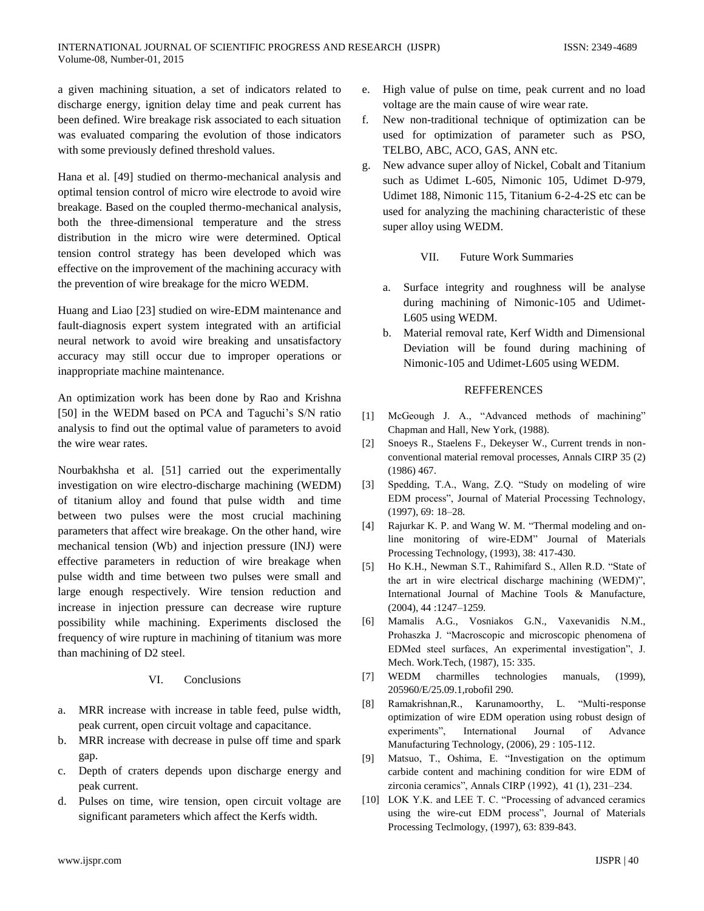a given machining situation, a set of indicators related to discharge energy, ignition delay time and peak current has been defined. Wire breakage risk associated to each situation was evaluated comparing the evolution of those indicators with some previously defined threshold values.

Hana et al. [49] studied on thermo-mechanical analysis and optimal tension control of micro wire electrode to avoid wire breakage. Based on the coupled thermo-mechanical analysis, both the three-dimensional temperature and the stress distribution in the micro wire were determined. Optical tension control strategy has been developed which was effective on the improvement of the machining accuracy with the prevention of wire breakage for the micro WEDM.

Huang and Liao [23] studied on wire-EDM maintenance and fault-diagnosis expert system integrated with an artificial neural network to avoid wire breaking and unsatisfactory accuracy may still occur due to improper operations or inappropriate machine maintenance.

An optimization work has been done by Rao and Krishna [50] in the WEDM based on PCA and Taguchi's S/N ratio analysis to find out the optimal value of parameters to avoid the wire wear rates.

Nourbakhsha et al. [51] carried out the experimentally investigation on wire electro-discharge machining (WEDM) of titanium alloy and found that pulse width and time between two pulses were the most crucial machining parameters that affect wire breakage. On the other hand, wire mechanical tension (Wb) and injection pressure (INJ) were effective parameters in reduction of wire breakage when pulse width and time between two pulses were small and large enough respectively. Wire tension reduction and increase in injection pressure can decrease wire rupture possibility while machining. Experiments disclosed the frequency of wire rupture in machining of titanium was more than machining of D2 steel.

## VI. Conclusions

a. MRR increase with increase in table feed, pulse width, peak current, open circuit voltage and capacitance.
b. MRR increase with decrease in pulse off time and spark gap.
c. Depth of craters depends upon discharge energy and peak current.
d. Pulses on time, wire tension, open circuit voltage are significant parameters which affect the Kerfs width.
e. High value of pulse on time, peak current and no load voltage are the main cause of wire wear rate.
f. New non-traditional technique of optimization can be used for optimization of parameter such as PSO, TELBO, ABC, ACO, GAS, ANN etc.
g. New advance super alloy of Nickel, Cobalt and Titanium such as Udimet L-605, Nimonic 105, Udimet D-979, Udimet 188, Nimonic 115, Titanium 6-2-4-2S etc can be used for analyzing the machining characteristic of these super alloy using WEDM.

## VII. Future Work Summaries

a. Surface integrity and roughness will be analyse during machining of Nimonic-105 and Udimet-L605 using WEDM.
b. Material removal rate, Kerf Width and Dimensional Deviation will be found during machining of Nimonic-105 and Udimet-L605 using WEDM.

## REFFERENCES

[1] McGeough J. A., "Advanced methods of machining" Chapman and Hall, New York, (1988).

[2] Snoeys R., Staelens F., Dekeyser W., Current trends in non-conventional material removal processes, Annals CIRP 35 (2) (1986) 467.

[3] Spedding, T.A., Wang, Z.Q. "Study on modeling of wire EDM process", Journal of Material Processing Technology, (1997), 69: 18–28.

[4] Rajurkar K. P. and Wang W. M. "Thermal modeling and on-line monitoring of wire-EDM" Journal of Materials Processing Technology, (1993), 38: 417-430.

[5] Ho K.H., Newman S.T., Rahimifard S., Allen R.D. "State of the art in wire electrical discharge machining (WEDM)", International Journal of Machine Tools & Manufacture, (2004), 44 :1247–1259.

[6] Mamalis A.G., Vosniakos G.N., Vaxevanidis N.M., Prohaszka J. "Macroscopic and microscopic phenomena of EDMed steel surfaces, An experimental investigation", J. Mech. Work.Tech, (1987), 15: 335.

[7] WEDM charmilles technologies manuals, (1999), 205960/E/25.09.1,robofil 290.

[8] Ramakrishnan,R., Karunamoorthy, L. "Multi-response optimization of wire EDM operation using robust design of experiments", International Journal of Advance Manufacturing Technology, (2006), 29 : 105-112.

[9] Matsuo, T., Oshima, E. "Investigation on the optimum carbide content and machining condition for wire EDM of zirconia ceramics", Annals CIRP (1992), 41 (1), 231–234.

[10] LOK Y.K. and LEE T. C. "Processing of advanced ceramics using the wire-cut EDM process", Journal of Materials Processing Teclmology, (1997), 63: 839-843.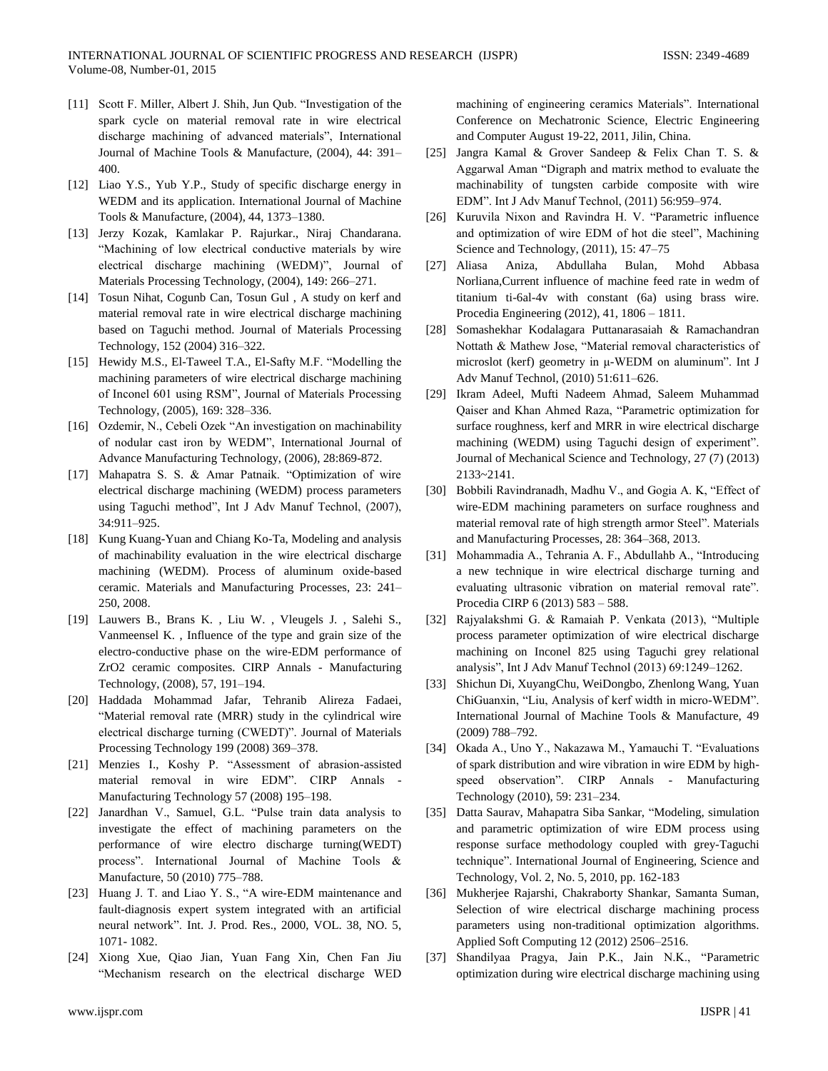[11] Scott F. Miller, Albert J. Shih, Jun Qub. "Investigation of the spark cycle on material removal rate in wire electrical discharge machining of advanced materials", International Journal of Machine Tools & Manufacture, (2004), 44: 391–400.

[12] Liao Y.S., Yub Y.P., Study of specific discharge energy in WEDM and its application. International Journal of Machine Tools & Manufacture, (2004), 44, 1373–1380.

[13] Jerzy Kozak, Kamlakar P. Rajurkar., Niraj Chandarana. "Machining of low electrical conductive materials by wire electrical discharge machining (WEDM)", Journal of Materials Processing Technology, (2004), 149: 266–271.

[14] Tosun Nihat, Cogunb Can, Tosun Gul , A study on kerf and material removal rate in wire electrical discharge machining based on Taguchi method. Journal of Materials Processing Technology, 152 (2004) 316–322.

[15] Hewidy M.S., El-Taweel T.A., El-Safty M.F. "Modelling the machining parameters of wire electrical discharge machining of Inconel 601 using RSM", Journal of Materials Processing Technology, (2005), 169: 328–336.

[16] Ozdemir, N., Cebeli Ozek "An investigation on machinability of nodular cast iron by WEDM", International Journal of Advance Manufacturing Technology, (2006), 28:869-872.

[17] Mahapatra S. S. & Amar Patnaik. "Optimization of wire electrical discharge machining (WEDM) process parameters using Taguchi method", Int J Adv Manuf Technol, (2007), 34:911–925.

[18] Kung Kuang-Yuan and Chiang Ko-Ta, Modeling and analysis of machinability evaluation in the wire electrical discharge machining (WEDM). Process of aluminum oxide-based ceramic. Materials and Manufacturing Processes, 23: 241–250, 2008.

[19] Lauwers B., Brans K. , Liu W. , Vleugels J. , Salehi S., Vanmeensel K. , Influence of the type and grain size of the electro-conductive phase on the wire-EDM performance of ZrO2 ceramic composites. CIRP Annals - Manufacturing Technology, (2008), 57, 191–194.

[20] Haddada Mohammad Jafar, Tehranib Alireza Fadaei, "Material removal rate (MRR) study in the cylindrical wire electrical discharge turning (CWEDT)". Journal of Materials Processing Technology 199 (2008) 369–378.

[21] Menzies I., Koshy P. "Assessment of abrasion-assisted material removal in wire EDM". CIRP Annals - Manufacturing Technology 57 (2008) 195–198.

[22] Janardhan V., Samuel, G.L. "Pulse train data analysis to investigate the effect of machining parameters on the performance of wire electro discharge turning(WEDT) process". International Journal of Machine Tools & Manufacture, 50 (2010) 775–788.

[23] Huang J. T. and Liao Y. S., "A wire-EDM maintenance and fault-diagnosis expert system integrated with an artificial neural network". Int. J. Prod. Res., 2000, VOL. 38, NO. 5, 1071- 1082.

[24] Xiong Xue, Qiao Jian, Yuan Fang Xin, Chen Fan Jiu "Mechanism research on the electrical discharge WED machining of engineering ceramics Materials". International Conference on Mechatronic Science, Electric Engineering and Computer August 19-22, 2011, Jilin, China.

[25] Jangra Kamal & Grover Sandeep & Felix Chan T. S. & Aggarwal Aman "Digraph and matrix method to evaluate the machinability of tungsten carbide composite with wire EDM". Int J Adv Manuf Technol, (2011) 56:959–974.

[26] Kuruvila Nixon and Ravindra H. V. "Parametric influence and optimization of wire EDM of hot die steel", Machining Science and Technology, (2011), 15: 47–75

[27] Aliasa Aniza, Abdullaha Bulan, Mohd Abbasa Norliana,Current influence of machine feed rate in wedm of titanium ti-6al-4v with constant (6a) using brass wire. Procedia Engineering (2012), 41, 1806 – 1811.

[28] Somashekhar Kodalagara Puttanarasaiah & Ramachandran Nottath & Mathew Jose, "Material removal characteristics of microslot (kerf) geometry in μ-WEDM on aluminum". Int J Adv Manuf Technol, (2010) 51:611–626.

[29] Ikram Adeel, Mufti Nadeem Ahmad, Saleem Muhammad Qaiser and Khan Ahmed Raza, "Parametric optimization for surface roughness, kerf and MRR in wire electrical discharge machining (WEDM) using Taguchi design of experiment". Journal of Mechanical Science and Technology, 27 (7) (2013) 2133~2141.

[30] Bobbili Ravindranadh, Madhu V., and Gogia A. K, "Effect of wire-EDM machining parameters on surface roughness and material removal rate of high strength armor Steel". Materials and Manufacturing Processes, 28: 364–368, 2013.

[31] Mohammadia A., Tehrania A. F., Abdullahb A., "Introducing a new technique in wire electrical discharge turning and evaluating ultrasonic vibration on material removal rate". Procedia CIRP 6 (2013) 583 – 588.

[32] Rajyalakshmi G. & Ramaiah P. Venkata (2013), "Multiple process parameter optimization of wire electrical discharge machining on Inconel 825 using Taguchi grey relational analysis", Int J Adv Manuf Technol (2013) 69:1249–1262.

[33] Shichun Di, XuyangChu, WeiDongbo, Zhenlong Wang, Yuan ChiGuanxin, "Liu, Analysis of kerf width in micro-WEDM". International Journal of Machine Tools & Manufacture, 49 (2009) 788–792.

[34] Okada A., Uno Y., Nakazawa M., Yamauchi T. "Evaluations of spark distribution and wire vibration in wire EDM by high-speed observation". CIRP Annals - Manufacturing Technology (2010), 59: 231–234.

[35] Datta Saurav, Mahapatra Siba Sankar, "Modeling, simulation and parametric optimization of wire EDM process using response surface methodology coupled with grey-Taguchi technique". International Journal of Engineering, Science and Technology, Vol. 2, No. 5, 2010, pp. 162-183

[36] Mukherjee Rajarshi, Chakraborty Shankar, Samanta Suman, Selection of wire electrical discharge machining process parameters using non-traditional optimization algorithms. Applied Soft Computing 12 (2012) 2506–2516.

[37] Shandilyaa Pragya, Jain P.K., Jain N.K., "Parametric optimization during wire electrical discharge machining using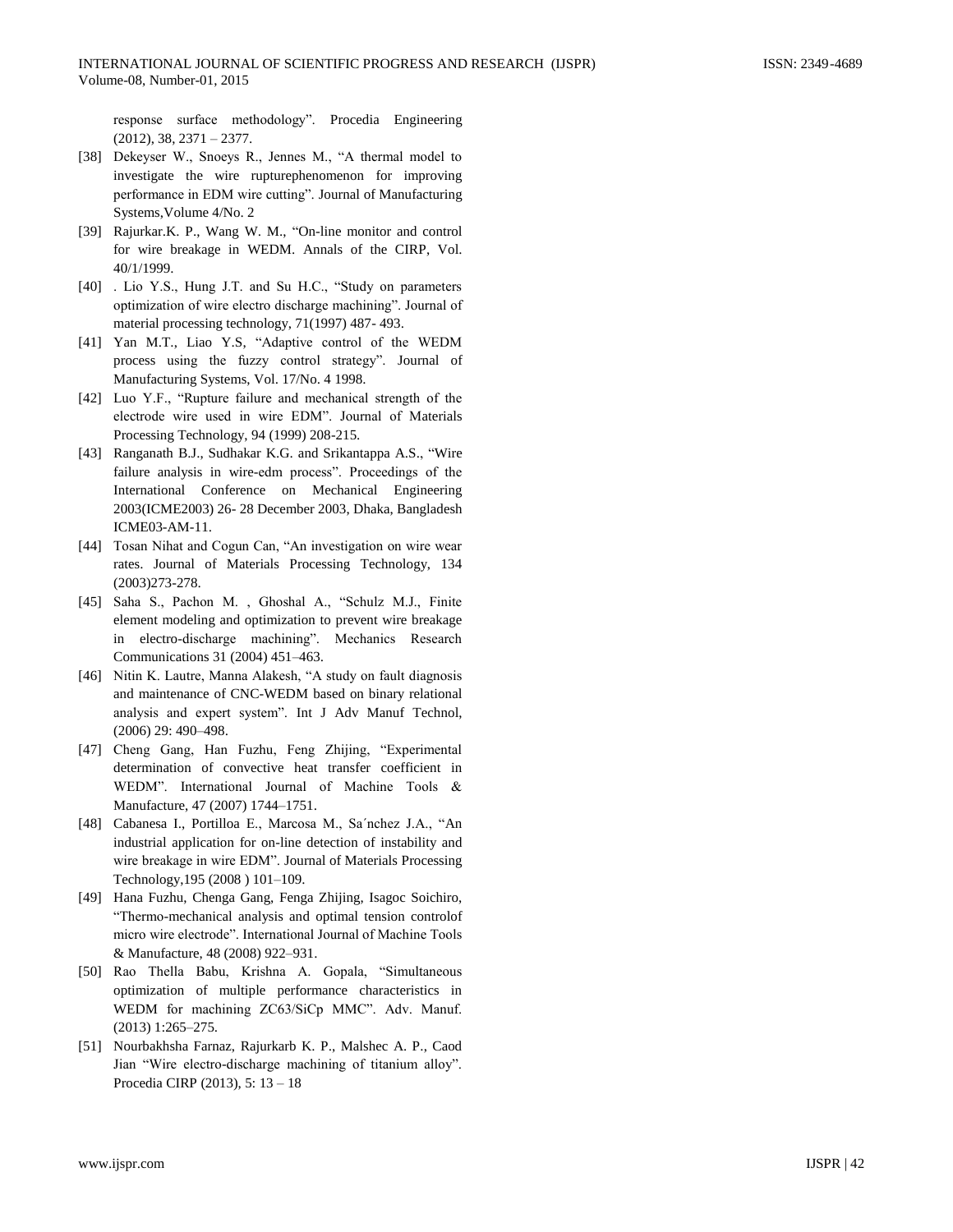response surface methodology". Procedia Engineering (2012), 38, 2371 – 2377.

[38] Dekeyser W., Snoeys R., Jennes M., "A thermal model to investigate the wire rupturephenomenon for improving performance in EDM wire cutting". Journal of Manufacturing Systems,Volume 4/No. 2

[39] Rajurkar.K. P., Wang W. M., "On-line monitor and control for wire breakage in WEDM. Annals of the CIRP, Vol. 40/1/1999.

[40] . Lio Y.S., Hung J.T. and Su H.C., "Study on parameters optimization of wire electro discharge machining". Journal of material processing technology, 71(1997) 487- 493.

[41] Yan M.T., Liao Y.S, "Adaptive control of the WEDM process using the fuzzy control strategy". Journal of Manufacturing Systems, Vol. 17/No. 4 1998.

[42] Luo Y.F., "Rupture failure and mechanical strength of the electrode wire used in wire EDM". Journal of Materials Processing Technology, 94 (1999) 208-215.

[43] Ranganath B.J., Sudhakar K.G. and Srikantappa A.S., "Wire failure analysis in wire-edm process". Proceedings of the International Conference on Mechanical Engineering 2003(ICME2003) 26- 28 December 2003, Dhaka, Bangladesh ICME03-AM-11.

[44] Tosan Nihat and Cogun Can, "An investigation on wire wear rates. Journal of Materials Processing Technology, 134 (2003)273-278.

[45] Saha S., Pachon M. , Ghoshal A., "Schulz M.J., Finite element modeling and optimization to prevent wire breakage in electro-discharge machining". Mechanics Research Communications 31 (2004) 451–463.

[46] Nitin K. Lautre, Manna Alakesh, "A study on fault diagnosis and maintenance of CNC-WEDM based on binary relational analysis and expert system". Int J Adv Manuf Technol, (2006) 29: 490–498.

[47] Cheng Gang, Han Fuzhu, Feng Zhijing, "Experimental determination of convective heat transfer coefficient in WEDM". International Journal of Machine Tools & Manufacture, 47 (2007) 1744–1751.

[48] Cabanesa I., Portilloa E., Marcosa M., Sa´nchez J.A., "An industrial application for on-line detection of instability and wire breakage in wire EDM". Journal of Materials Processing Technology,195 (2008 ) 101–109.

[49] Hana Fuzhu, Chenga Gang, Fenga Zhijing, Isagoc Soichiro, "Thermo-mechanical analysis and optimal tension controlof micro wire electrode". International Journal of Machine Tools & Manufacture, 48 (2008) 922–931.

[50] Rao Thella Babu, Krishna A. Gopala, "Simultaneous optimization of multiple performance characteristics in WEDM for machining ZC63/SiCp MMC". Adv. Manuf. (2013) 1:265–275.

[51] Nourbakhsha Farnaz, Rajurkarb K. P., Malshec A. P., Caod Jian "Wire electro-discharge machining of titanium alloy". Procedia CIRP (2013), 5: 13 – 18